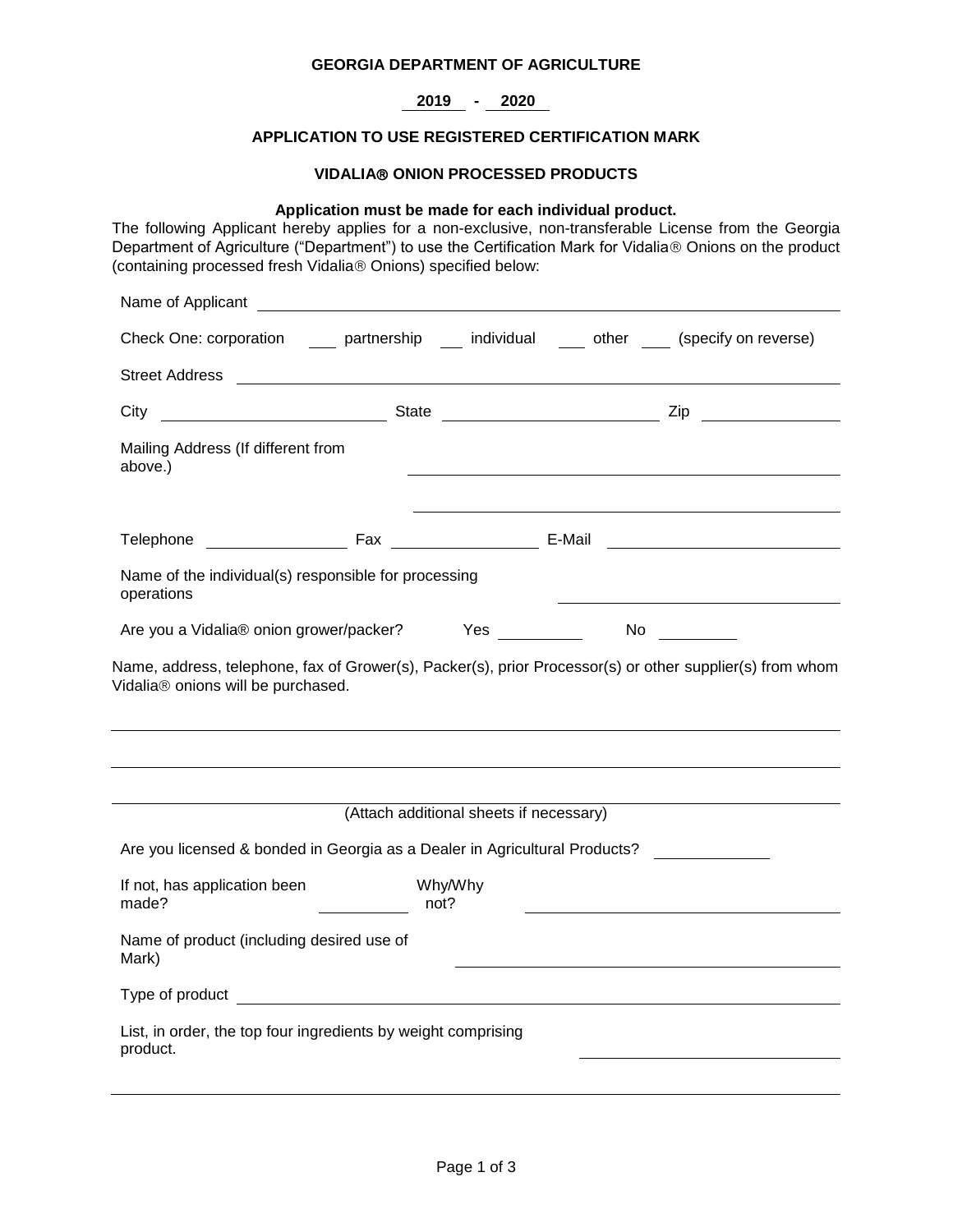**GEORGIA DEPARTMENT OF AGRICULTURE**

**2019 - 2020**

**APPLICATION TO USE REGISTERED CERTIFICATION MARK**

**VIDALIA® ONION PROCESSED PRODUCTS**

**Application must be made for each individual product.**

The following Applicant hereby applies for a non-exclusive, non-transferable License from the Georgia Department of Agriculture ("Department") to use the Certification Mark for Vidalia® Onions on the product (containing processed fresh Vidalia® Onions) specified below:

Name of Applicant ____________________

Check One: corporation ___ partnership ___ individual ___ other ___ (specify on reverse)

Street Address ____________________

City ____________ State ____________ Zip ____________

Mailing Address (If different from above.) ____________________

____________________

Telephone ____________ Fax ____________ E-Mail ____________

Name of the individual(s) responsible for processing operations ____________________

Are you a Vidalia® onion grower/packer? Yes ________ No ________

Name, address, telephone, fax of Grower(s), Packer(s), prior Processor(s) or other supplier(s) from whom Vidalia® onions will be purchased.

____________________

____________________

____________________

(Attach additional sheets if necessary)

Are you licensed & bonded in Georgia as a Dealer in Agricultural Products? ________

If not, has application been made? ________ Why/Why not? ____________________

Name of product (including desired use of Mark) ____________________

Type of product ____________________

List, in order, the top four ingredients by weight comprising product. ____________________

____________________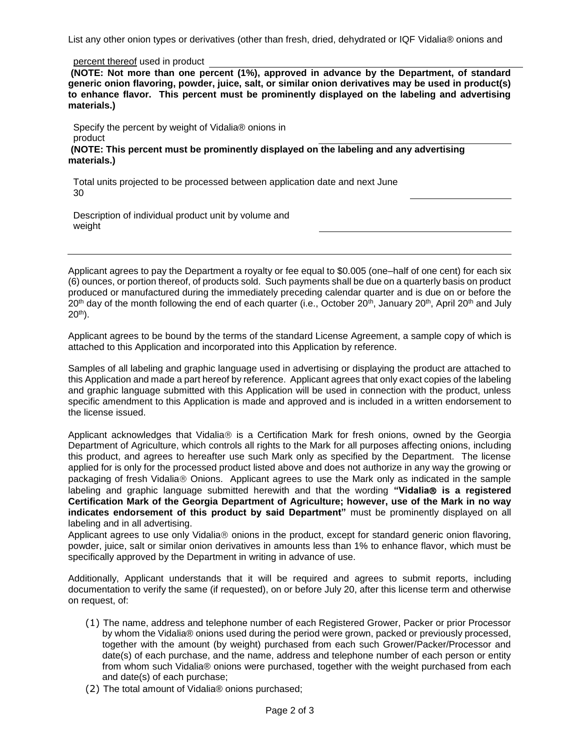List any other onion types or derivatives (other than fresh, dried, dehydrated or IQF Vidalia® onions and percent thereof used in product ____________________

**(NOTE: Not more than one percent (1%), approved in advance by the Department, of standard generic onion flavoring, powder, juice, salt, or similar onion derivatives may be used in product(s) to enhance flavor. This percent must be prominently displayed on the labeling and advertising materials.)**

Specify the percent by weight of Vidalia® onions in product ____________________

**(NOTE: This percent must be prominently displayed on the labeling and any advertising materials.)**

Total units projected to be processed between application date and next June 30 ____________________

Description of individual product unit by volume and weight ____________________

---

Applicant agrees to pay the Department a royalty or fee equal to $0.005 (one–half of one cent) for each six (6) ounces, or portion thereof, of products sold. Such payments shall be due on a quarterly basis on product produced or manufactured during the immediately preceding calendar quarter and is due on or before the 20th day of the month following the end of each quarter (i.e., October 20th, January 20th, April 20th and July 20th).

Applicant agrees to be bound by the terms of the standard License Agreement, a sample copy of which is attached to this Application and incorporated into this Application by reference.

Samples of all labeling and graphic language used in advertising or displaying the product are attached to this Application and made a part hereof by reference. Applicant agrees that only exact copies of the labeling and graphic language submitted with this Application will be used in connection with the product, unless specific amendment to this Application is made and approved and is included in a written endorsement to the license issued.

Applicant acknowledges that Vidalia® is a Certification Mark for fresh onions, owned by the Georgia Department of Agriculture, which controls all rights to the Mark for all purposes affecting onions, including this product, and agrees to hereafter use such Mark only as specified by the Department. The license applied for is only for the processed product listed above and does not authorize in any way the growing or packaging of fresh Vidalia® Onions. Applicant agrees to use the Mark only as indicated in the sample labeling and graphic language submitted herewith and that the wording **"Vidalia® is a registered Certification Mark of the Georgia Department of Agriculture; however, use of the Mark in no way indicates endorsement of this product by said Department"** must be prominently displayed on all labeling and in all advertising.

Applicant agrees to use only Vidalia® onions in the product, except for standard generic onion flavoring, powder, juice, salt or similar onion derivatives in amounts less than 1% to enhance flavor, which must be specifically approved by the Department in writing in advance of use.

Additionally, Applicant understands that it will be required and agrees to submit reports, including documentation to verify the same (if requested), on or before July 20, after this license term and otherwise on request, of:

(1) The name, address and telephone number of each Registered Grower, Packer or prior Processor by whom the Vidalia® onions used during the period were grown, packed or previously processed, together with the amount (by weight) purchased from each such Grower/Packer/Processor and date(s) of each purchase, and the name, address and telephone number of each person or entity from whom such Vidalia® onions were purchased, together with the weight purchased from each and date(s) of each purchase;

(2) The total amount of Vidalia® onions purchased;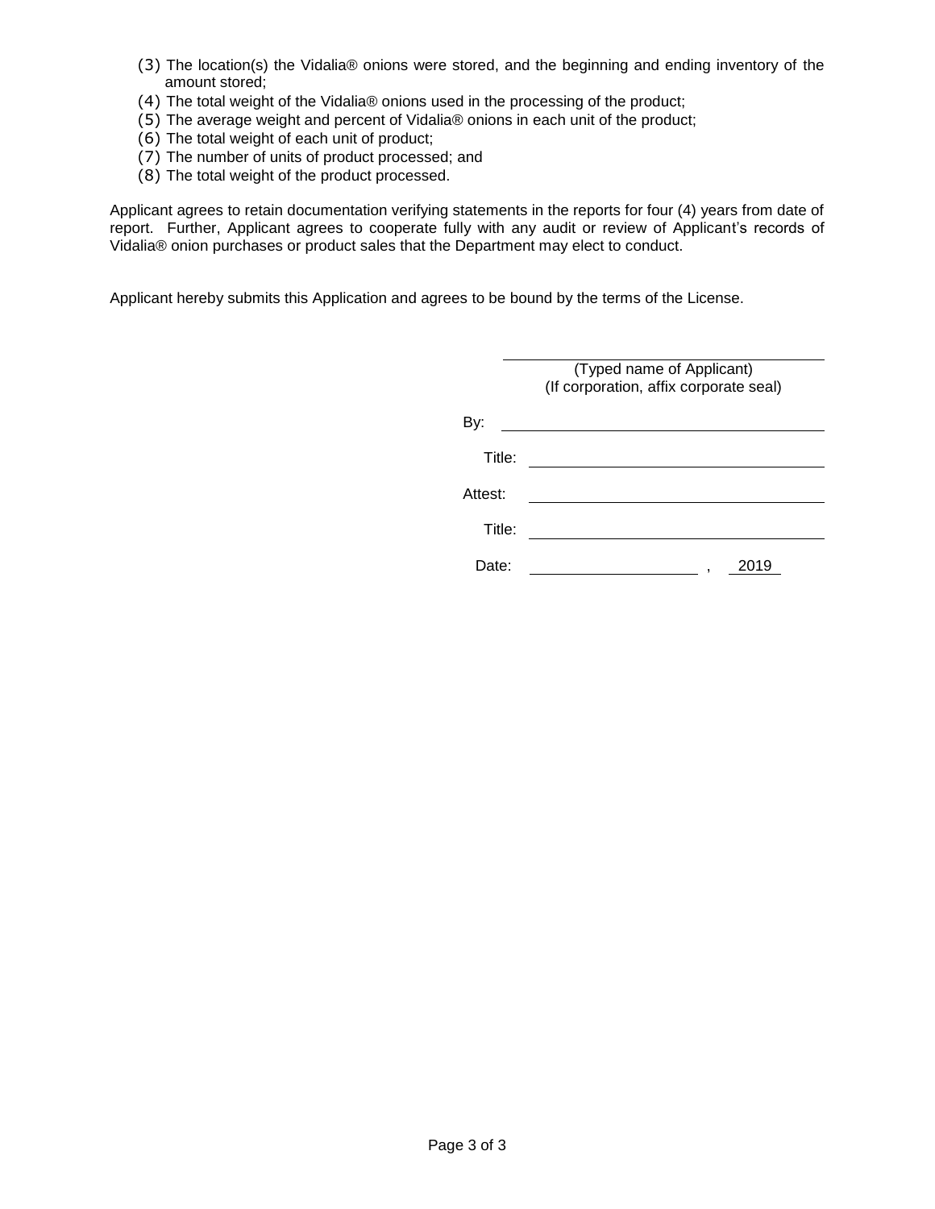(3) The location(s) the Vidalia® onions were stored, and the beginning and ending inventory of the amount stored;

(4) The total weight of the Vidalia® onions used in the processing of the product;

(5) The average weight and percent of Vidalia® onions in each unit of the product;

(6) The total weight of each unit of product;

(7) The number of units of product processed; and

(8) The total weight of the product processed.

Applicant agrees to retain documentation verifying statements in the reports for four (4) years from date of report. Further, Applicant agrees to cooperate fully with any audit or review of Applicant's records of Vidalia® onion purchases or product sales that the Department may elect to conduct.

Applicant hereby submits this Application and agrees to be bound by the terms of the License.

\_\_\_\_\_\_\_\_\_\_\_\_\_\_\_\_\_\_\_\_\_\_\_\_\_\_\_\_\_\_\_\_\_\_\_\_

(Typed name of Applicant)
(If corporation, affix corporate seal)

By: \_\_\_\_\_\_\_\_\_\_\_\_\_\_\_\_\_\_\_\_\_\_\_\_\_\_\_\_\_\_\_\_

Title: \_\_\_\_\_\_\_\_\_\_\_\_\_\_\_\_\_\_\_\_\_\_\_\_\_\_\_\_\_\_\_\_

Attest: \_\_\_\_\_\_\_\_\_\_\_\_\_\_\_\_\_\_\_\_\_\_\_\_\_\_\_\_\_\_\_\_

Title: \_\_\_\_\_\_\_\_\_\_\_\_\_\_\_\_\_\_\_\_\_\_\_\_\_\_\_\_\_\_\_\_

Date: \_\_\_\_\_\_\_\_\_\_\_\_\_\_\_\_\_\_\_\_ , 2019